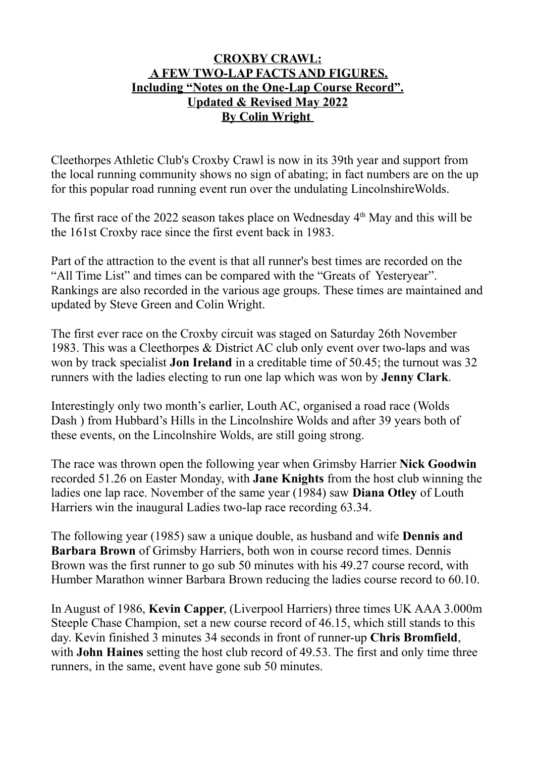**CROXBY CRAWL:**
**A FEW TWO-LAP FACTS AND FIGURES.**
**Including "Notes on the One-Lap Course Record".**
**Updated & Revised May 2022**
**By Colin Wright**

Cleethorpes Athletic Club's Croxby Crawl is now in its 39th year and support from the local running community shows no sign of abating; in fact numbers are on the up for this popular road running event run over the undulating LincolnshireWolds.

The first race of the 2022 season takes place on Wednesday 4th May and this will be the 161st Croxby race since the first event back in 1983.

Part of the attraction to the event is that all runner's best times are recorded on the "All Time List" and times can be compared with the "Greats of Yesteryear". Rankings are also recorded in the various age groups. These times are maintained and updated by Steve Green and Colin Wright.

The first ever race on the Croxby circuit was staged on Saturday 26th November 1983. This was a Cleethorpes & District AC club only event over two-laps and was won by track specialist **Jon Ireland** in a creditable time of 50.45; the turnout was 32 runners with the ladies electing to run one lap which was won by **Jenny Clark**.

Interestingly only two month's earlier, Louth AC, organised a road race (Wolds Dash ) from Hubbard's Hills in the Lincolnshire Wolds and after 39 years both of these events, on the Lincolnshire Wolds, are still going strong.

The race was thrown open the following year when Grimsby Harrier **Nick Goodwin** recorded 51.26 on Easter Monday, with **Jane Knights** from the host club winning the ladies one lap race. November of the same year (1984) saw **Diana Otley** of Louth Harriers win the inaugural Ladies two-lap race recording 63.34.

The following year (1985) saw a unique double, as husband and wife **Dennis and Barbara Brown** of Grimsby Harriers, both won in course record times. Dennis Brown was the first runner to go sub 50 minutes with his 49.27 course record, with Humber Marathon winner Barbara Brown reducing the ladies course record to 60.10.

In August of 1986, **Kevin Capper**, (Liverpool Harriers) three times UK AAA 3.000m Steeple Chase Champion, set a new course record of 46.15, which still stands to this day. Kevin finished 3 minutes 34 seconds in front of runner-up **Chris Bromfield**, with **John Haines** setting the host club record of 49.53. The first and only time three runners, in the same, event have gone sub 50 minutes.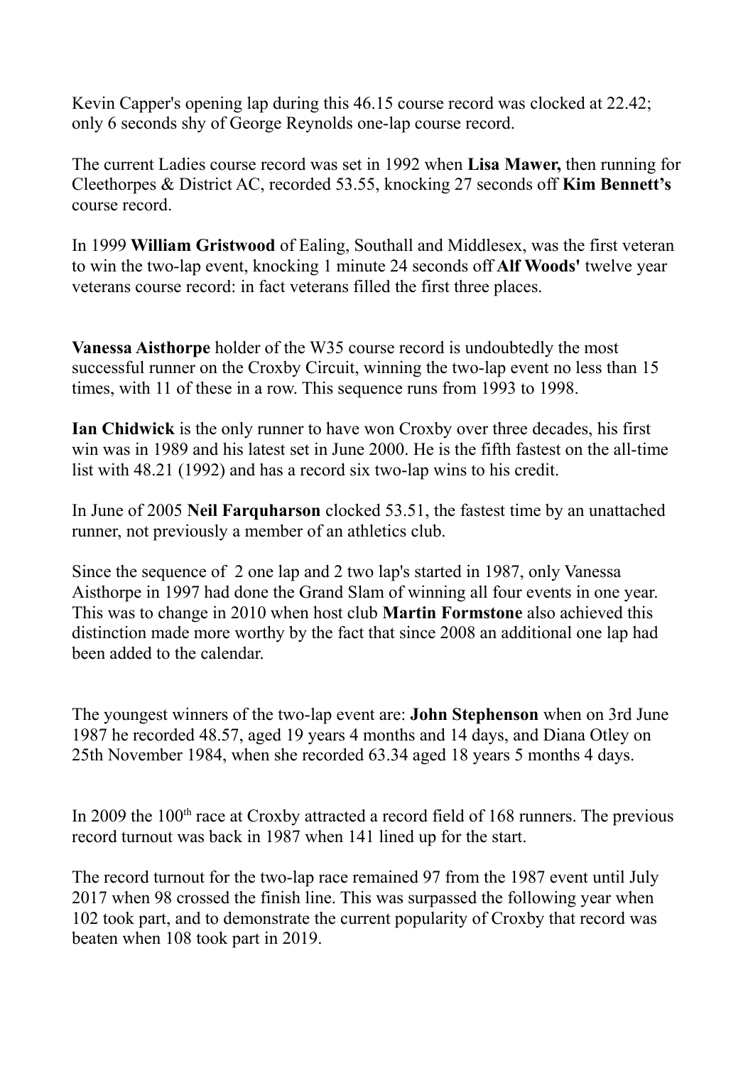Kevin Capper's opening lap during this 46.15 course record was clocked at 22.42; only 6 seconds shy of George Reynolds one-lap course record.

The current Ladies course record was set in 1992 when **Lisa Mawer,** then running for Cleethorpes & District AC, recorded 53.55, knocking 27 seconds off **Kim Bennett's** course record.

In 1999 **William Gristwood** of Ealing, Southall and Middlesex, was the first veteran to win the two-lap event, knocking 1 minute 24 seconds off **Alf Woods'** twelve year veterans course record: in fact veterans filled the first three places.

**Vanessa Aisthorpe** holder of the W35 course record is undoubtedly the most successful runner on the Croxby Circuit, winning the two-lap event no less than 15 times, with 11 of these in a row. This sequence runs from 1993 to 1998.

**Ian Chidwick** is the only runner to have won Croxby over three decades, his first win was in 1989 and his latest set in June 2000. He is the fifth fastest on the all-time list with 48.21 (1992) and has a record six two-lap wins to his credit.

In June of 2005 **Neil Farquharson** clocked 53.51, the fastest time by an unattached runner, not previously a member of an athletics club.

Since the sequence of 2 one lap and 2 two lap's started in 1987, only Vanessa Aisthorpe in 1997 had done the Grand Slam of winning all four events in one year. This was to change in 2010 when host club **Martin Formstone** also achieved this distinction made more worthy by the fact that since 2008 an additional one lap had been added to the calendar.

The youngest winners of the two-lap event are: **John Stephenson** when on 3rd June 1987 he recorded 48.57, aged 19 years 4 months and 14 days, and Diana Otley on 25th November 1984, when she recorded 63.34 aged 18 years 5 months 4 days.

In 2009 the 100th race at Croxby attracted a record field of 168 runners. The previous record turnout was back in 1987 when 141 lined up for the start.

The record turnout for the two-lap race remained 97 from the 1987 event until July 2017 when 98 crossed the finish line. This was surpassed the following year when 102 took part, and to demonstrate the current popularity of Croxby that record was beaten when 108 took part in 2019.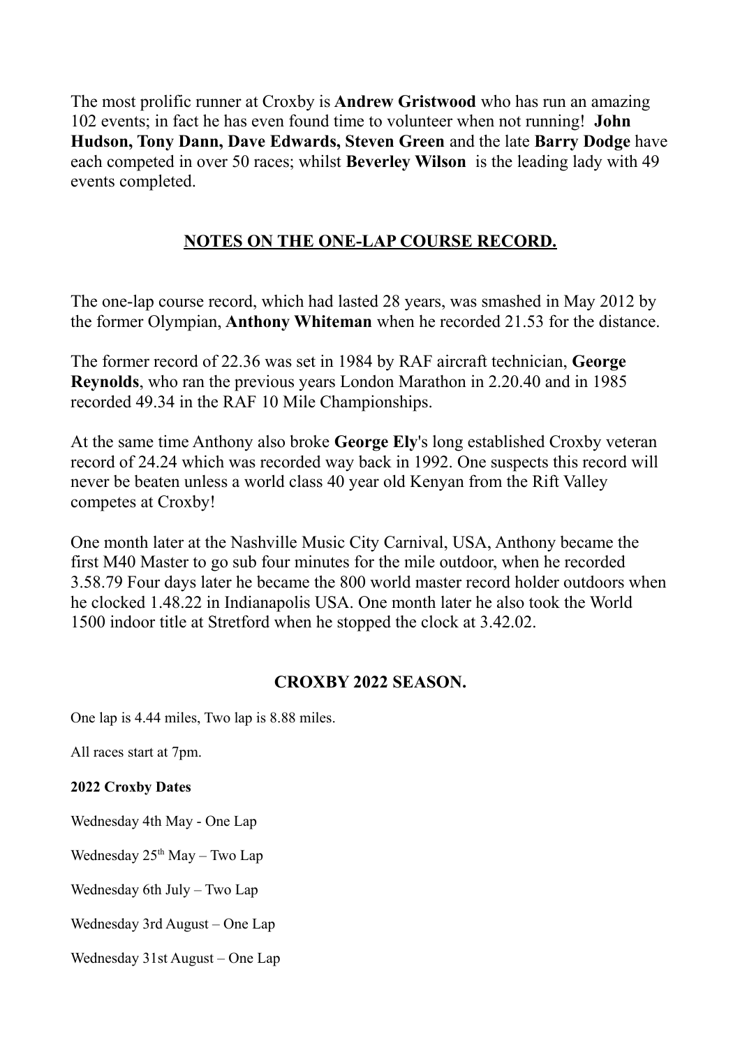The most prolific runner at Croxby is **Andrew Gristwood** who has run an amazing 102 events; in fact he has even found time to volunteer when not running! **John Hudson, Tony Dann, Dave Edwards, Steven Green** and the late **Barry Dodge** have each competed in over 50 races; whilst **Beverley Wilson** is the leading lady with 49 events completed.

## NOTES ON THE ONE-LAP COURSE RECORD.

The one-lap course record, which had lasted 28 years, was smashed in May 2012 by the former Olympian, **Anthony Whiteman** when he recorded 21.53 for the distance.

The former record of 22.36 was set in 1984 by RAF aircraft technician, **George Reynolds**, who ran the previous years London Marathon in 2.20.40 and in 1985 recorded 49.34 in the RAF 10 Mile Championships.

At the same time Anthony also broke **George Ely**'s long established Croxby veteran record of 24.24 which was recorded way back in 1992. One suspects this record will never be beaten unless a world class 40 year old Kenyan from the Rift Valley competes at Croxby!

One month later at the Nashville Music City Carnival, USA, Anthony became the first M40 Master to go sub four minutes for the mile outdoor, when he recorded 3.58.79 Four days later he became the 800 world master record holder outdoors when he clocked 1.48.22 in Indianapolis USA. One month later he also took the World 1500 indoor title at Stretford when he stopped the clock at 3.42.02.

## CROXBY 2022 SEASON.

One lap is 4.44 miles, Two lap is 8.88 miles.

All races start at 7pm.

**2022 Croxby Dates**

Wednesday 4th May - One Lap

Wednesday 25th May – Two Lap

Wednesday 6th July – Two Lap

Wednesday 3rd August – One Lap

Wednesday 31st August – One Lap